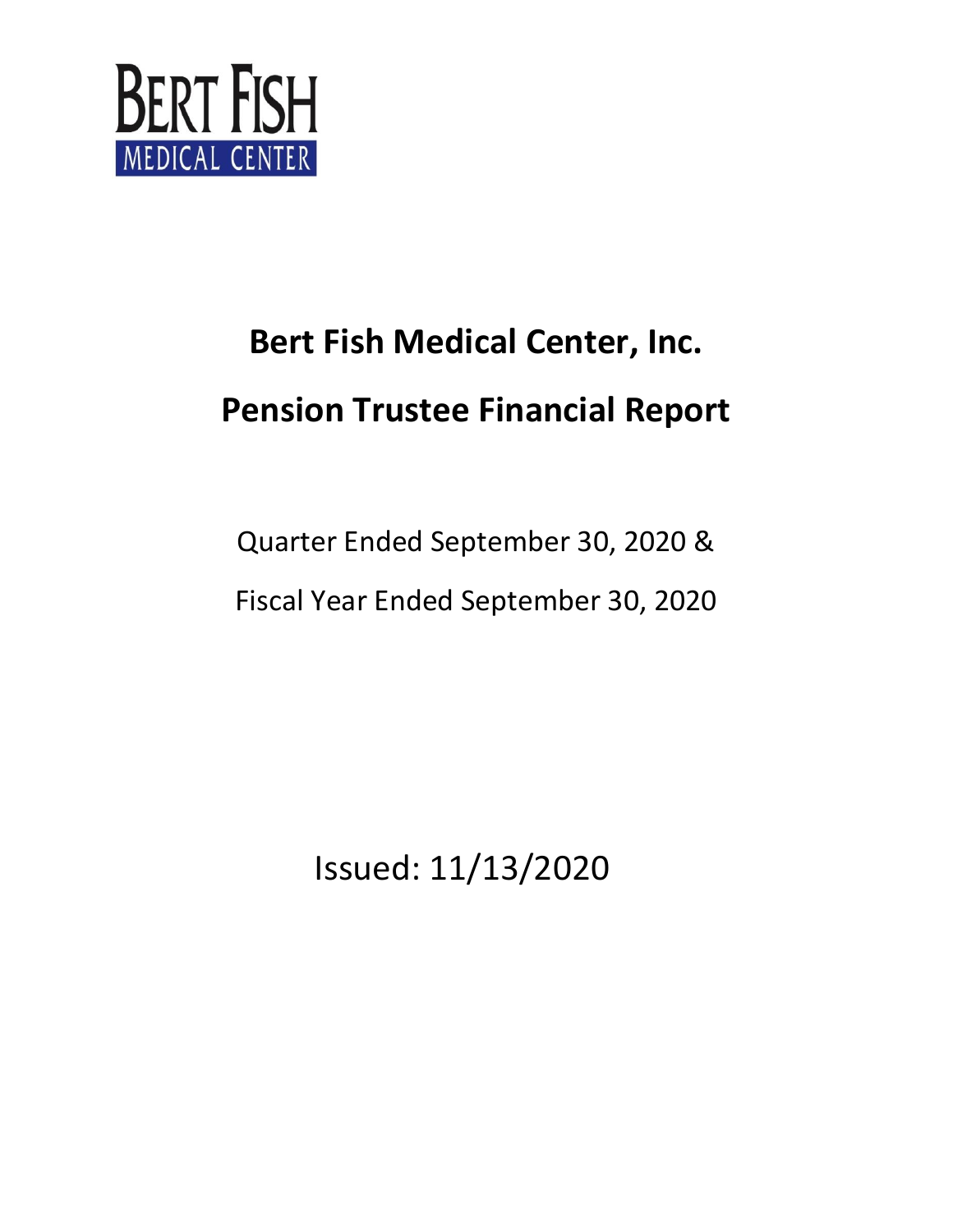BERT FISH
MEDICAL CENTER

# Bert Fish Medical Center, Inc.

# Pension Trustee Financial Report

Quarter Ended September 30, 2020 &

Fiscal Year Ended September 30, 2020

Issued: 11/13/2020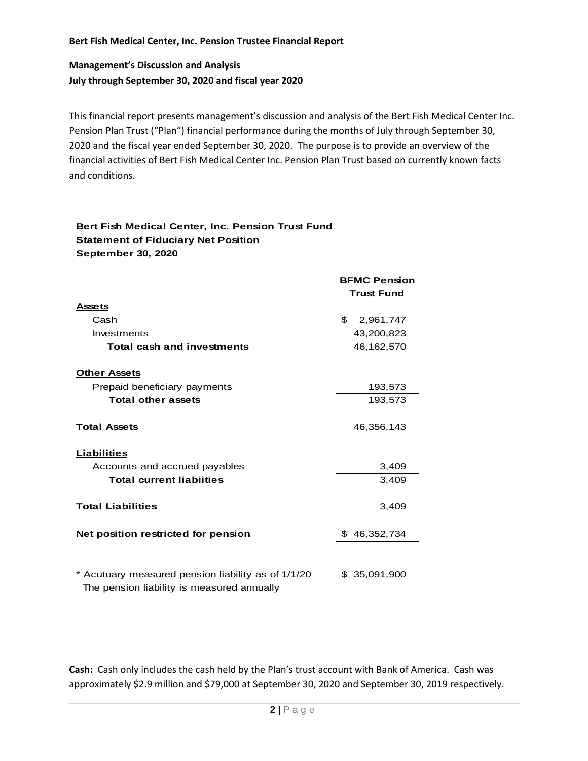**Bert Fish Medical Center, Inc. Pension Trustee Financial Report**

**Management's Discussion and Analysis**
**July through September 30, 2020 and fiscal year 2020**

This financial report presents management's discussion and analysis of the Bert Fish Medical Center Inc. Pension Plan Trust ("Plan") financial performance during the months of July through September 30, 2020 and the fiscal year ended September 30, 2020. The purpose is to provide an overview of the financial activities of Bert Fish Medical Center Inc. Pension Plan Trust based on currently known facts and conditions.

**Bert Fish Medical Center, Inc. Pension Trust Fund**
**Statement of Fiduciary Net Position**
**September 30, 2020**

| | BFMC Pension Trust Fund |
|---|---|
| **Assets** | |
| Cash | $ 2,961,747 |
| Investments | 43,200,823 |
| **Total cash and investments** | 46,162,570 |
| | |
| **Other Assets** | |
| Prepaid beneficiary payments | 193,573 |
| **Total other assets** | 193,573 |
| | |
| **Total Assets** | 46,356,143 |
| | |
| **Liabilities** | |
| Accounts and accrued payables | 3,409 |
| **Total current liabiities** | 3,409 |
| | |
| **Total Liabilities** | 3,409 |
| | |
| **Net position restricted for pension** | $ 46,352,734 |
| | |
| * Acutuary measured pension liability as of 1/1/20<br>The pension liability is measured annually | $ 35,091,900 |

**Cash:** Cash only includes the cash held by the Plan's trust account with Bank of America. Cash was approximately $2.9 million and $79,000 at September 30, 2020 and September 30, 2019 respectively.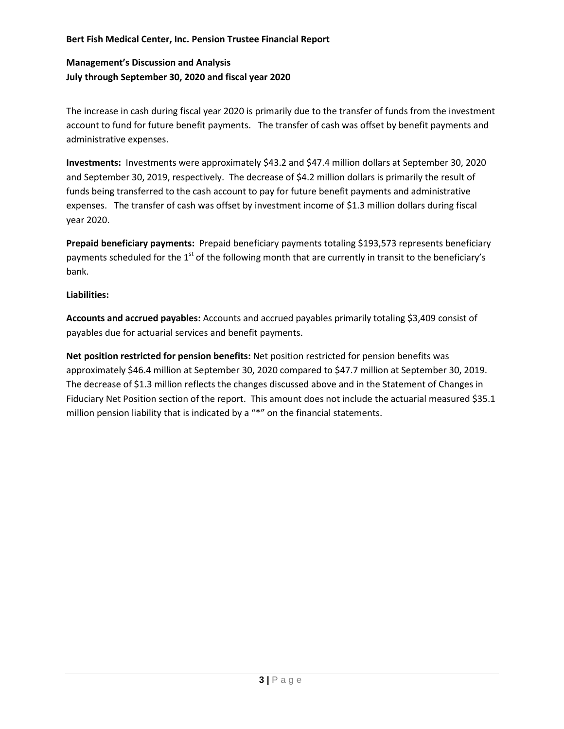The increase in cash during fiscal year 2020 is primarily due to the transfer of funds from the investment account to fund for future benefit payments. The transfer of cash was offset by benefit payments and administrative expenses.

**Investments:** Investments were approximately $43.2 and $47.4 million dollars at September 30, 2020 and September 30, 2019, respectively. The decrease of $4.2 million dollars is primarily the result of funds being transferred to the cash account to pay for future benefit payments and administrative expenses. The transfer of cash was offset by investment income of $1.3 million dollars during fiscal year 2020.

**Prepaid beneficiary payments:** Prepaid beneficiary payments totaling $193,573 represents beneficiary payments scheduled for the 1st of the following month that are currently in transit to the beneficiary's bank.

**Liabilities:**

**Accounts and accrued payables:** Accounts and accrued payables primarily totaling $3,409 consist of payables due for actuarial services and benefit payments.

**Net position restricted for pension benefits:** Net position restricted for pension benefits was approximately $46.4 million at September 30, 2020 compared to $47.7 million at September 30, 2019. The decrease of $1.3 million reflects the changes discussed above and in the Statement of Changes in Fiduciary Net Position section of the report. This amount does not include the actuarial measured $35.1 million pension liability that is indicated by a "*" on the financial statements.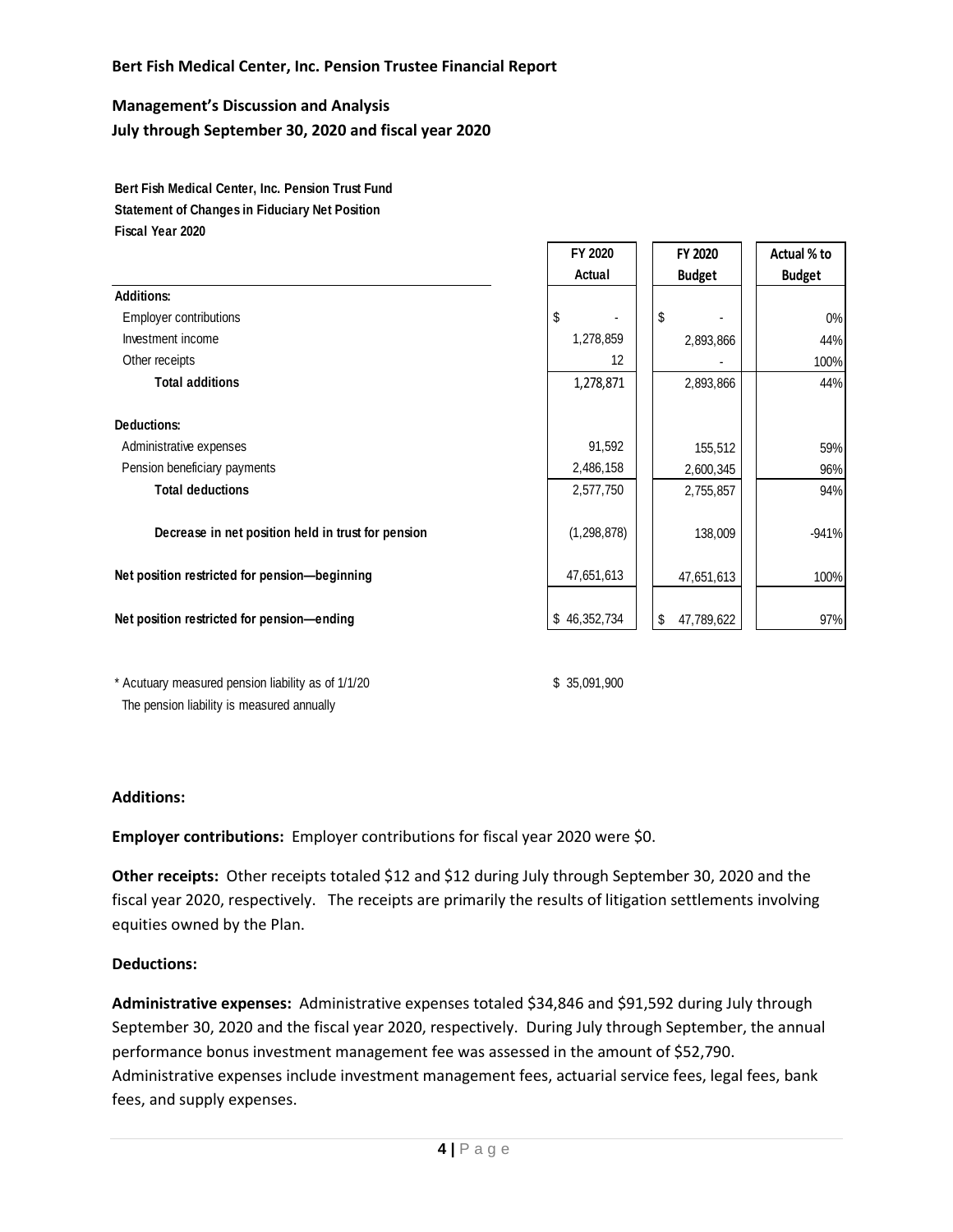**Bert Fish Medical Center, Inc. Pension Trustee Financial Report**

**Management's Discussion and Analysis**
**July through September 30, 2020 and fiscal year 2020**

**Bert Fish Medical Center, Inc. Pension Trust Fund**
**Statement of Changes in Fiduciary Net Position**
**Fiscal Year 2020**

| | FY 2020 Actual | FY 2020 Budget | Actual % to Budget |
|---|---|---|---|
| **Additions:** | | | |
| Employer contributions | $ - | $ - | 0% |
| Investment income | 1,278,859 | 2,893,866 | 44% |
| Other receipts | 12 | - | 100% |
| **Total additions** | 1,278,871 | 2,893,866 | 44% |
| **Deductions:** | | | |
| Administrative expenses | 91,592 | 155,512 | 59% |
| Pension beneficiary payments | 2,486,158 | 2,600,345 | 96% |
| **Total deductions** | 2,577,750 | 2,755,857 | 94% |
| **Decrease in net position held in trust for pension** | (1,298,878) | 138,009 | -941% |
| **Net position restricted for pension—beginning** | 47,651,613 | 47,651,613 | 100% |
| **Net position restricted for pension—ending** | $ 46,352,734 | $ 47,789,622 | 97% |

* Acutuary measured pension liability as of 1/1/20 $ 35,091,900
The pension liability is measured annually

**Additions:**

**Employer contributions:** Employer contributions for fiscal year 2020 were $0.

**Other receipts:** Other receipts totaled $12 and $12 during July through September 30, 2020 and the fiscal year 2020, respectively. The receipts are primarily the results of litigation settlements involving equities owned by the Plan.

**Deductions:**

**Administrative expenses:** Administrative expenses totaled $34,846 and $91,592 during July through September 30, 2020 and the fiscal year 2020, respectively. During July through September, the annual performance bonus investment management fee was assessed in the amount of $52,790. Administrative expenses include investment management fees, actuarial service fees, legal fees, bank fees, and supply expenses.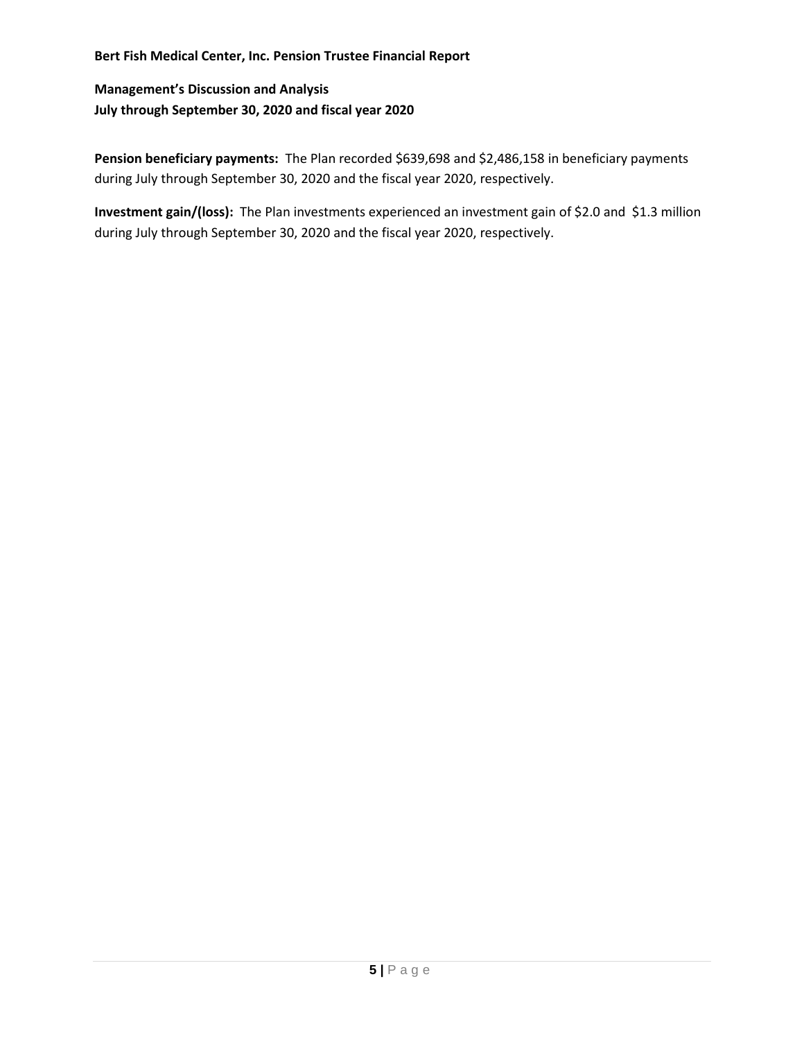**Bert Fish Medical Center, Inc. Pension Trustee Financial Report**

**Management's Discussion and Analysis**
**July through September 30, 2020 and fiscal year 2020**

**Pension beneficiary payments:** The Plan recorded $639,698 and $2,486,158 in beneficiary payments during July through September 30, 2020 and the fiscal year 2020, respectively.

**Investment gain/(loss):** The Plan investments experienced an investment gain of $2.0 and $1.3 million during July through September 30, 2020 and the fiscal year 2020, respectively.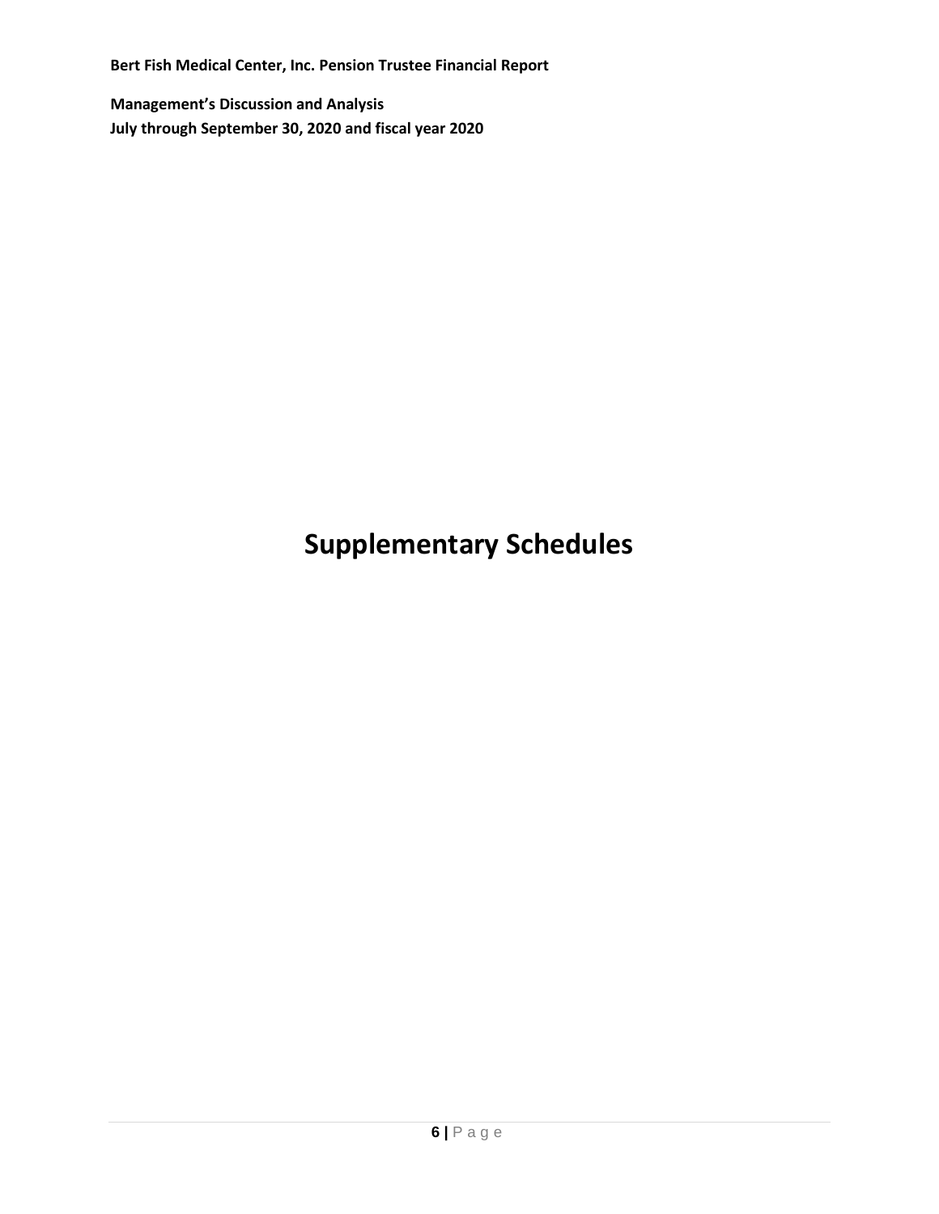# Supplementary Schedules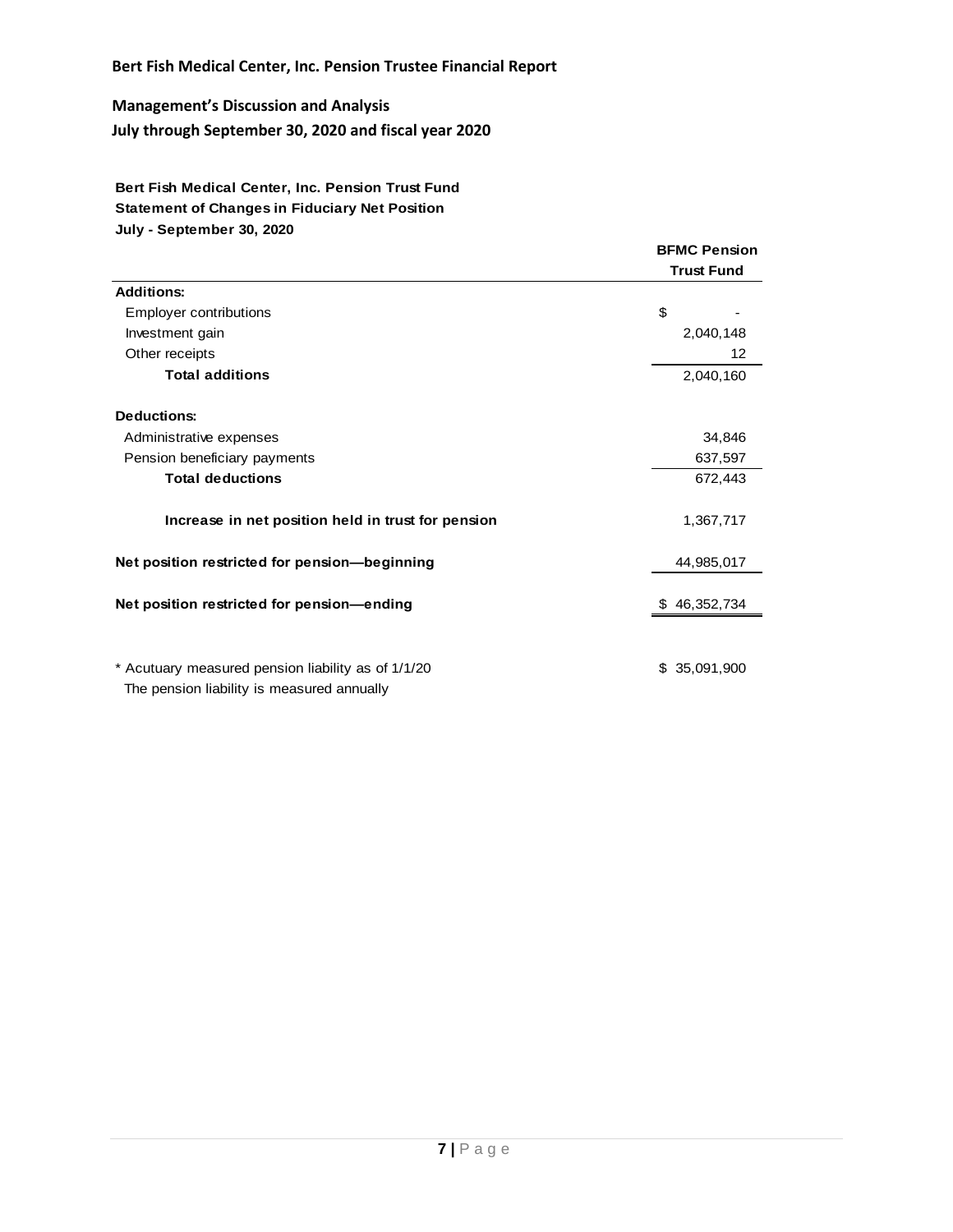**Bert Fish Medical Center, Inc. Pension Trustee Financial Report**

**Management's Discussion and Analysis**
**July through September 30, 2020 and fiscal year 2020**

**Bert Fish Medical Center, Inc. Pension Trust Fund**
**Statement of Changes in Fiduciary Net Position**
**July - September 30, 2020**

| | BFMC Pension Trust Fund |
|---|---|
| **Additions:** | |
| Employer contributions | $ - |
| Investment gain | 2,040,148 |
| Other receipts | 12 |
| **Total additions** | 2,040,160 |
| **Deductions:** | |
| Administrative expenses | 34,846 |
| Pension beneficiary payments | 637,597 |
| **Total deductions** | 672,443 |
| **Increase in net position held in trust for pension** | 1,367,717 |
| **Net position restricted for pension—beginning** | 44,985,017 |
| **Net position restricted for pension—ending** | $ 46,352,734 |

* Acutuary measured pension liability as of 1/1/20 $ 35,091,900
The pension liability is measured annually